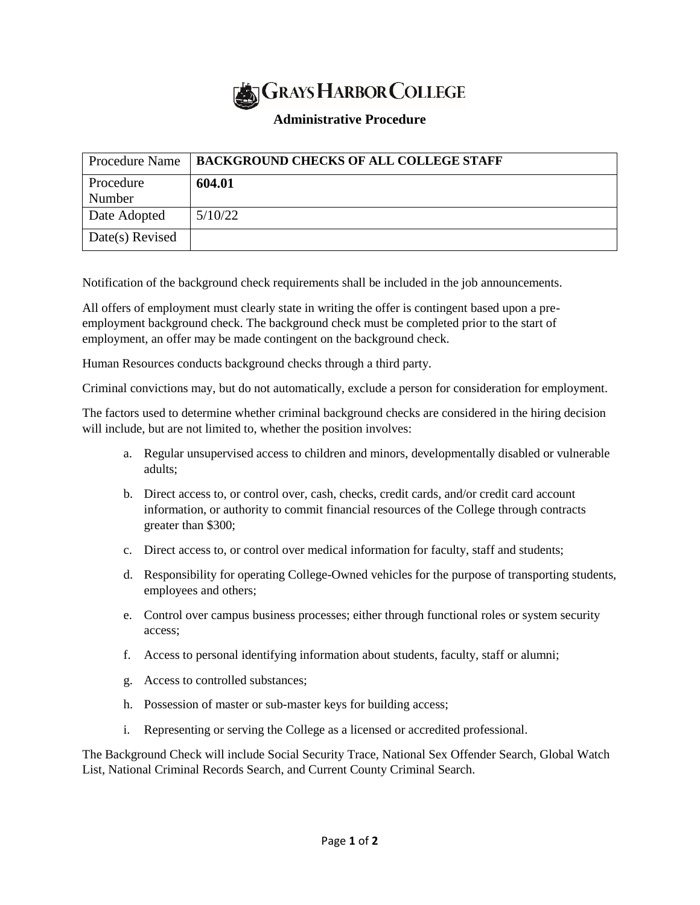# GRAYS HARBOR COLLEGE

## Administrative Procedure

| Procedure Name | **BACKGROUND CHECKS OF ALL COLLEGE STAFF** |
|---|---|
| Procedure Number | **604.01** |
| Date Adopted | 5/10/22 |
| Date(s) Revised | |

Notification of the background check requirements shall be included in the job announcements.

All offers of employment must clearly state in writing the offer is contingent based upon a pre-employment background check. The background check must be completed prior to the start of employment, an offer may be made contingent on the background check.

Human Resources conducts background checks through a third party.

Criminal convictions may, but do not automatically, exclude a person for consideration for employment.

The factors used to determine whether criminal background checks are considered in the hiring decision will include, but are not limited to, whether the position involves:

a. Regular unsupervised access to children and minors, developmentally disabled or vulnerable adults;

b. Direct access to, or control over, cash, checks, credit cards, and/or credit card account information, or authority to commit financial resources of the College through contracts greater than $300;

c. Direct access to, or control over medical information for faculty, staff and students;

d. Responsibility for operating College-Owned vehicles for the purpose of transporting students, employees and others;

e. Control over campus business processes; either through functional roles or system security access;

f. Access to personal identifying information about students, faculty, staff or alumni;

g. Access to controlled substances;

h. Possession of master or sub-master keys for building access;

i. Representing or serving the College as a licensed or accredited professional.

The Background Check will include Social Security Trace, National Sex Offender Search, Global Watch List, National Criminal Records Search, and Current County Criminal Search.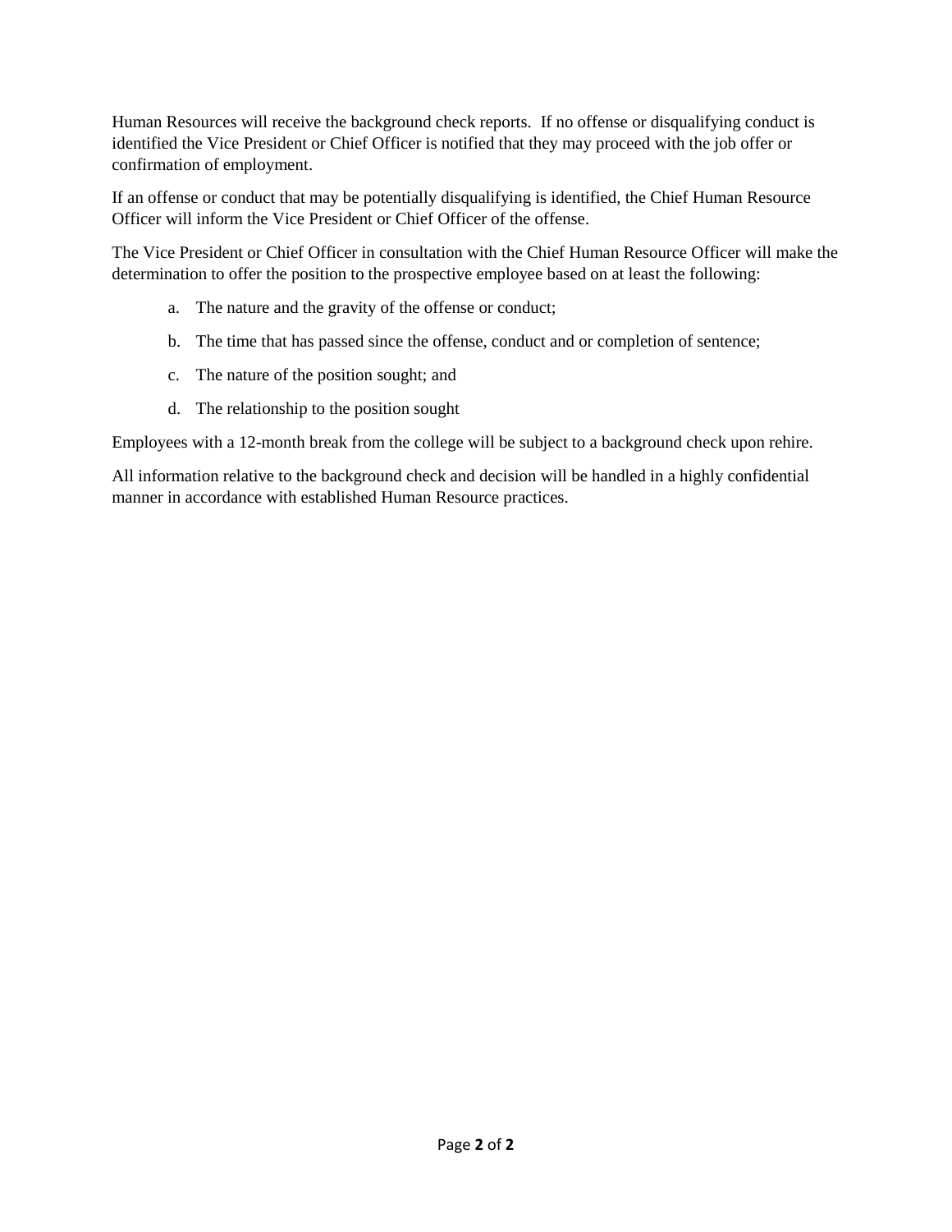Human Resources will receive the background check reports.  If no offense or disqualifying conduct is identified the Vice President or Chief Officer is notified that they may proceed with the job offer or confirmation of employment.

If an offense or conduct that may be potentially disqualifying is identified, the Chief Human Resource Officer will inform the Vice President or Chief Officer of the offense.

The Vice President or Chief Officer in consultation with the Chief Human Resource Officer will make the determination to offer the position to the prospective employee based on at least the following:

a. The nature and the gravity of the offense or conduct;

b. The time that has passed since the offense, conduct and or completion of sentence;

c. The nature of the position sought; and

d. The relationship to the position sought

Employees with a 12-month break from the college will be subject to a background check upon rehire.

All information relative to the background check and decision will be handled in a highly confidential manner in accordance with established Human Resource practices.